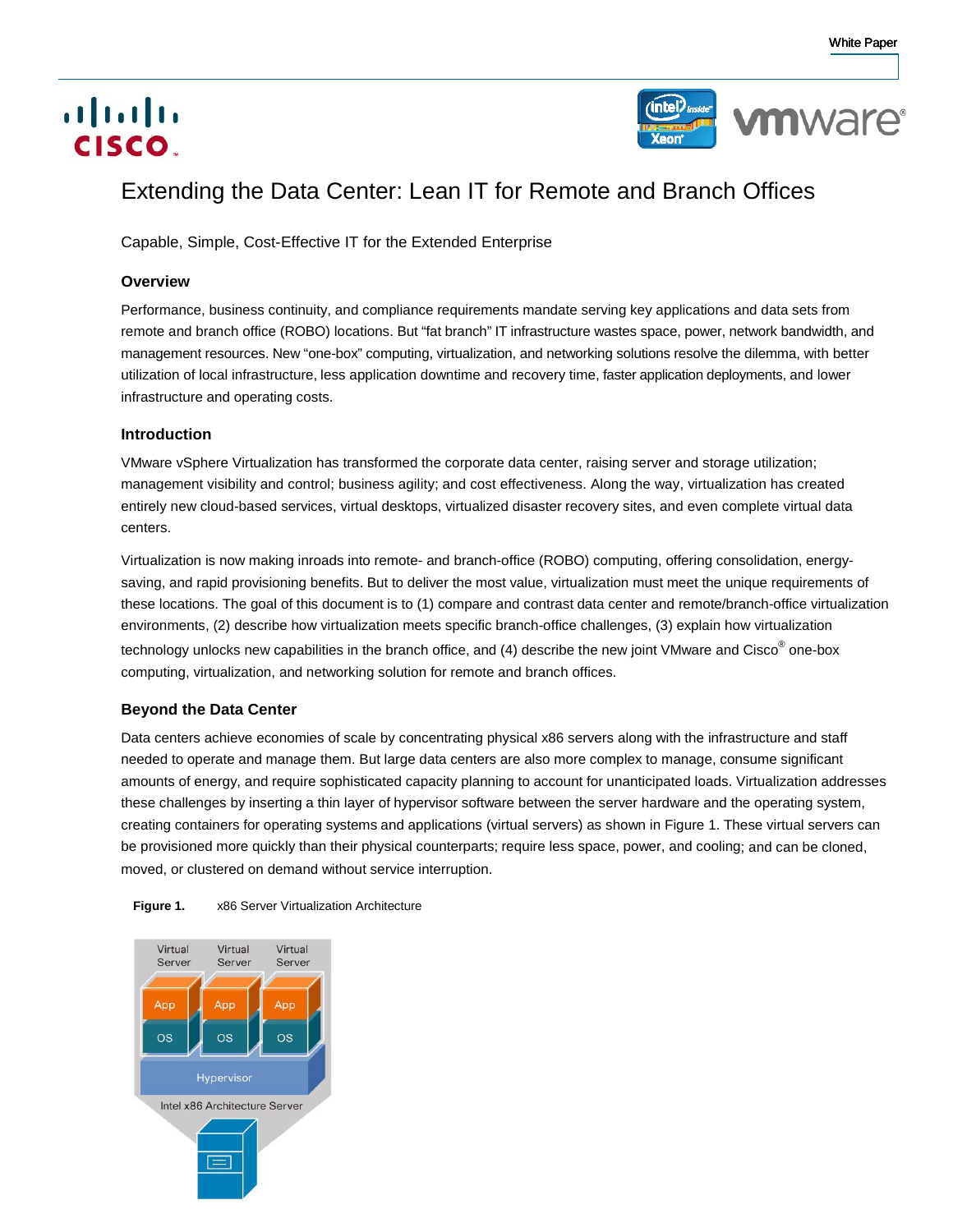White Paper

# Extending the Data Center: Lean IT for Remote and Branch Offices

Capable, Simple, Cost-Effective IT for the Extended Enterprise

## Overview

Performance, business continuity, and compliance requirements mandate serving key applications and data sets from remote and branch office (ROBO) locations. But "fat branch" IT infrastructure wastes space, power, network bandwidth, and management resources. New "one-box" computing, virtualization, and networking solutions resolve the dilemma, with better utilization of local infrastructure, less application downtime and recovery time, faster application deployments, and lower infrastructure and operating costs.

## Introduction

VMware vSphere Virtualization has transformed the corporate data center, raising server and storage utilization; management visibility and control; business agility; and cost effectiveness. Along the way, virtualization has created entirely new cloud-based services, virtual desktops, virtualized disaster recovery sites, and even complete virtual data centers.

Virtualization is now making inroads into remote- and branch-office (ROBO) computing, offering consolidation, energy-saving, and rapid provisioning benefits. But to deliver the most value, virtualization must meet the unique requirements of these locations. The goal of this document is to (1) compare and contrast data center and remote/branch-office virtualization environments, (2) describe how virtualization meets specific branch-office challenges, (3) explain how virtualization technology unlocks new capabilities in the branch office, and (4) describe the new joint VMware and Cisco® one-box computing, virtualization, and networking solution for remote and branch offices.

## Beyond the Data Center

Data centers achieve economies of scale by concentrating physical x86 servers along with the infrastructure and staff needed to operate and manage them. But large data centers are also more complex to manage, consume significant amounts of energy, and require sophisticated capacity planning to account for unanticipated loads. Virtualization addresses these challenges by inserting a thin layer of hypervisor software between the server hardware and the operating system, creating containers for operating systems and applications (virtual servers) as shown in Figure 1. These virtual servers can be provisioned more quickly than their physical counterparts; require less space, power, and cooling; and can be cloned, moved, or clustered on demand without service interruption.

**Figure 1.** x86 Server Virtualization Architecture

Virtual Server | Virtual Server | Virtual Server
App | App | App
OS | OS | OS
Hypervisor
Intel x86 Architecture Server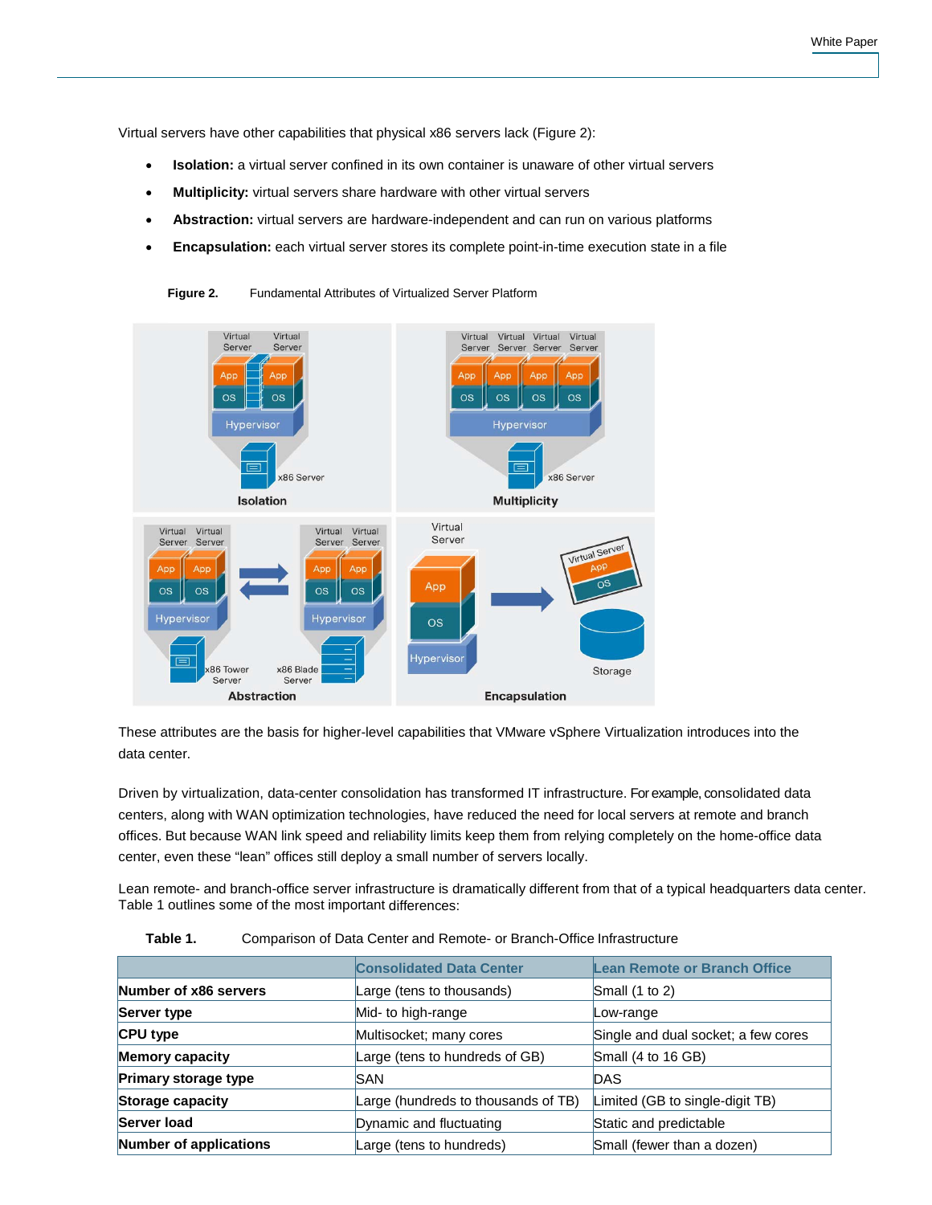Virtual servers have other capabilities that physical x86 servers lack (Figure 2):

- **Isolation:** a virtual server confined in its own container is unaware of other virtual servers
- **Multiplicity:** virtual servers share hardware with other virtual servers
- **Abstraction:** virtual servers are hardware-independent and can run on various platforms
- **Encapsulation:** each virtual server stores its complete point-in-time execution state in a file

**Figure 2.** Fundamental Attributes of Virtualized Server Platform

These attributes are the basis for higher-level capabilities that VMware vSphere Virtualization introduces into the data center.

Driven by virtualization, data-center consolidation has transformed IT infrastructure. For example, consolidated data centers, along with WAN optimization technologies, have reduced the need for local servers at remote and branch offices. But because WAN link speed and reliability limits keep them from relying completely on the home-office data center, even these "lean" offices still deploy a small number of servers locally.

Lean remote- and branch-office server infrastructure is dramatically different from that of a typical headquarters data center. Table 1 outlines some of the most important differences:

**Table 1.** Comparison of Data Center and Remote- or Branch-Office Infrastructure

| | Consolidated Data Center | Lean Remote or Branch Office |
| --- | --- | --- |
| **Number of x86 servers** | Large (tens to thousands) | Small (1 to 2) |
| **Server type** | Mid- to high-range | Low-range |
| **CPU type** | Multisocket; many cores | Single and dual socket; a few cores |
| **Memory capacity** | Large (tens to hundreds of GB) | Small (4 to 16 GB) |
| **Primary storage type** | SAN | DAS |
| **Storage capacity** | Large (hundreds to thousands of TB) | Limited (GB to single-digit TB) |
| **Server load** | Dynamic and fluctuating | Static and predictable |
| **Number of applications** | Large (tens to hundreds) | Small (fewer than a dozen) |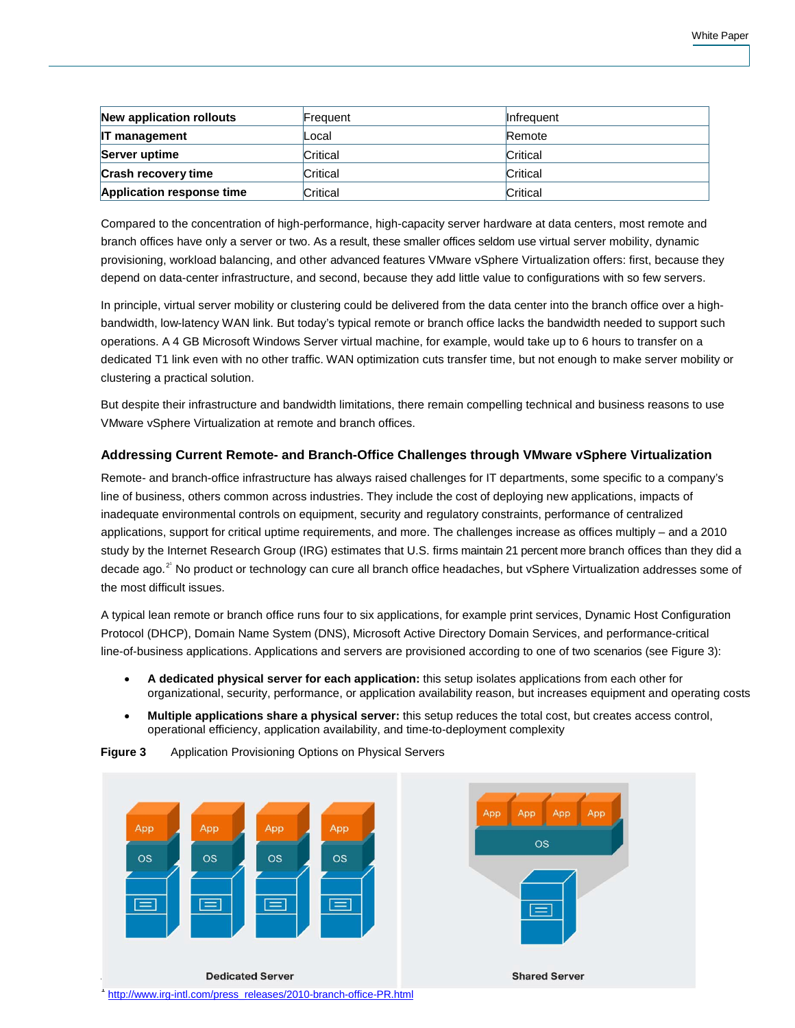| New application rollouts | Frequent | Infrequent |
| --- | --- | --- |
| IT management | Local | Remote |
| Server uptime | Critical | Critical |
| Crash recovery time | Critical | Critical |
| Application response time | Critical | Critical |

Compared to the concentration of high-performance, high-capacity server hardware at data centers, most remote and branch offices have only a server or two. As a result, these smaller offices seldom use virtual server mobility, dynamic provisioning, workload balancing, and other advanced features VMware vSphere Virtualization offers: first, because they depend on data-center infrastructure, and second, because they add little value to configurations with so few servers.

In principle, virtual server mobility or clustering could be delivered from the data center into the branch office over a high-bandwidth, low-latency WAN link. But today's typical remote or branch office lacks the bandwidth needed to support such operations. A 4 GB Microsoft Windows Server virtual machine, for example, would take up to 6 hours to transfer on a dedicated T1 link even with no other traffic. WAN optimization cuts transfer time, but not enough to make server mobility or clustering a practical solution.

But despite their infrastructure and bandwidth limitations, there remain compelling technical and business reasons to use VMware vSphere Virtualization at remote and branch offices.

### Addressing Current Remote- and Branch-Office Challenges through VMware vSphere Virtualization

Remote- and branch-office infrastructure has always raised challenges for IT departments, some specific to a company's line of business, others common across industries. They include the cost of deploying new applications, impacts of inadequate environmental controls on equipment, security and regulatory constraints, performance of centralized applications, support for critical uptime requirements, and more. The challenges increase as offices multiply – and a 2010 study by the Internet Research Group (IRG) estimates that U.S. firms maintain 21 percent more branch offices than they did a decade ago.[2] No product or technology can cure all branch office headaches, but vSphere Virtualization addresses some of the most difficult issues.

A typical lean remote or branch office runs four to six applications, for example print services, Dynamic Host Configuration Protocol (DHCP), Domain Name System (DNS), Microsoft Active Directory Domain Services, and performance-critical line-of-business applications. Applications and servers are provisioned according to one of two scenarios (see Figure 3):

- **A dedicated physical server for each application:** this setup isolates applications from each other for organizational, security, performance, or application availability reason, but increases equipment and operating costs
- **Multiple applications share a physical server:** this setup reduces the total cost, but creates access control, operational efficiency, application availability, and time-to-deployment complexity

**Figure 3** Application Provisioning Options on Physical Servers

[1] http://www.irg-intl.com/press_releases/2010-branch-office-PR.html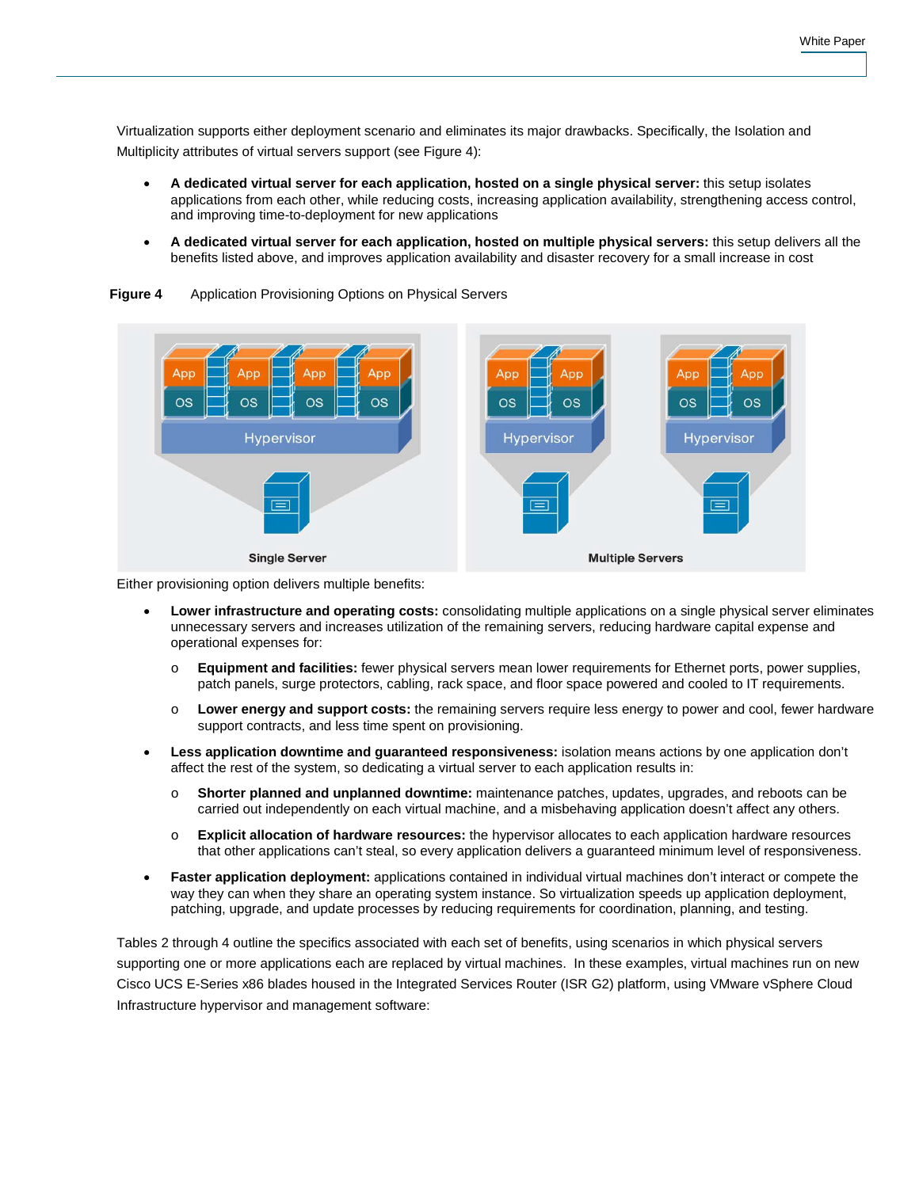Virtualization supports either deployment scenario and eliminates its major drawbacks. Specifically, the Isolation and Multiplicity attributes of virtual servers support (see Figure 4):

- **A dedicated virtual server for each application, hosted on a single physical server:** this setup isolates applications from each other, while reducing costs, increasing application availability, strengthening access control, and improving time-to-deployment for new applications
- **A dedicated virtual server for each application, hosted on multiple physical servers:** this setup delivers all the benefits listed above, and improves application availability and disaster recovery for a small increase in cost

**Figure 4** Application Provisioning Options on Physical Servers

Either provisioning option delivers multiple benefits:

- **Lower infrastructure and operating costs:** consolidating multiple applications on a single physical server eliminates unnecessary servers and increases utilization of the remaining servers, reducing hardware capital expense and operational expenses for:
  - **Equipment and facilities:** fewer physical servers mean lower requirements for Ethernet ports, power supplies, patch panels, surge protectors, cabling, rack space, and floor space powered and cooled to IT requirements.
  - **Lower energy and support costs:** the remaining servers require less energy to power and cool, fewer hardware support contracts, and less time spent on provisioning.
- **Less application downtime and guaranteed responsiveness:** isolation means actions by one application don't affect the rest of the system, so dedicating a virtual server to each application results in:
  - **Shorter planned and unplanned downtime:** maintenance patches, updates, upgrades, and reboots can be carried out independently on each virtual machine, and a misbehaving application doesn't affect any others.
  - **Explicit allocation of hardware resources:** the hypervisor allocates to each application hardware resources that other applications can't steal, so every application delivers a guaranteed minimum level of responsiveness.
- **Faster application deployment:** applications contained in individual virtual machines don't interact or compete the way they can when they share an operating system instance. So virtualization speeds up application deployment, patching, upgrade, and update processes by reducing requirements for coordination, planning, and testing.

Tables 2 through 4 outline the specifics associated with each set of benefits, using scenarios in which physical servers supporting one or more applications each are replaced by virtual machines. In these examples, virtual machines run on new Cisco UCS E-Series x86 blades housed in the Integrated Services Router (ISR G2) platform, using VMware vSphere Cloud Infrastructure hypervisor and management software: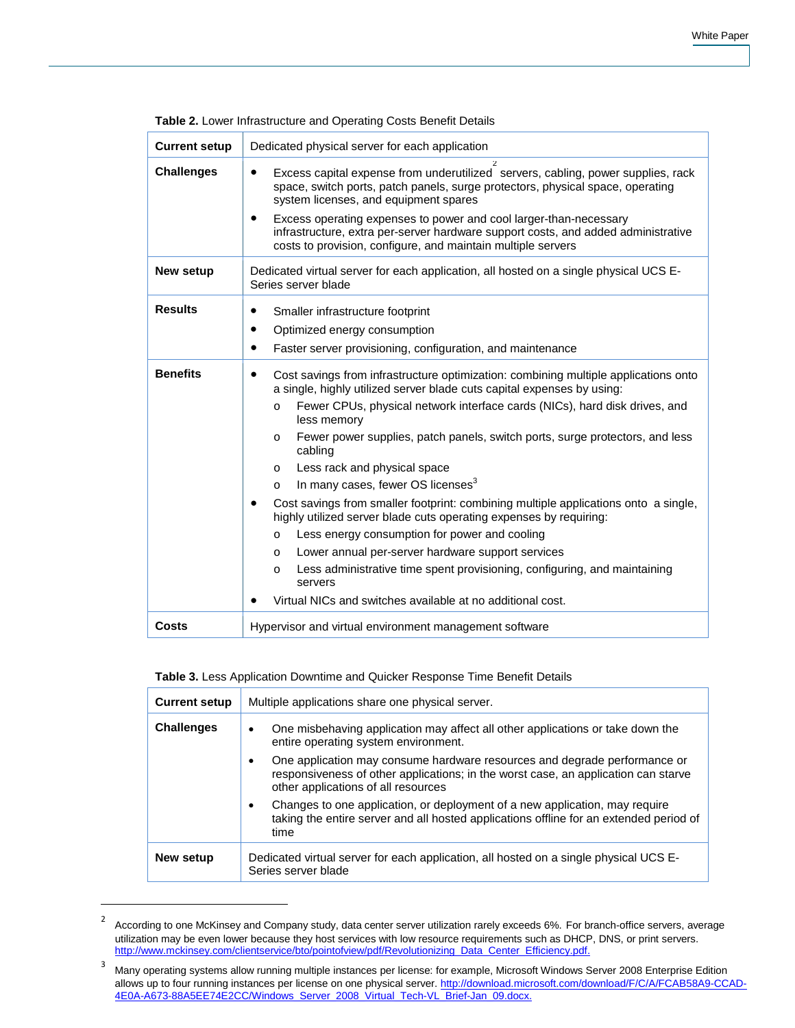**Table 2.** Lower Infrastructure and Operating Costs Benefit Details

| **Current setup** | Dedicated physical server for each application |
|---|---|
| **Challenges** | • Excess capital expense from underutilized[2] servers, cabling, power supplies, rack space, switch ports, patch panels, surge protectors, physical space, operating system licenses, and equipment spares<br>• Excess operating expenses to power and cool larger-than-necessary infrastructure, extra per-server hardware support costs, and added administrative costs to provision, configure, and maintain multiple servers |
| **New setup** | Dedicated virtual server for each application, all hosted on a single physical UCS E-Series server blade |
| **Results** | • Smaller infrastructure footprint<br>• Optimized energy consumption<br>• Faster server provisioning, configuration, and maintenance |
| **Benefits** | • Cost savings from infrastructure optimization: combining multiple applications onto a single, highly utilized server blade cuts capital expenses by using:<br>o Fewer CPUs, physical network interface cards (NICs), hard disk drives, and less memory<br>o Fewer power supplies, patch panels, switch ports, surge protectors, and less cabling<br>o Less rack and physical space<br>o In many cases, fewer OS licenses[3]<br>• Cost savings from smaller footprint: combining multiple applications onto a single, highly utilized server blade cuts operating expenses by requiring:<br>o Less energy consumption for power and cooling<br>o Lower annual per-server hardware support services<br>o Less administrative time spent provisioning, configuring, and maintaining servers<br>• Virtual NICs and switches available at no additional cost. |
| **Costs** | Hypervisor and virtual environment management software |

**Table 3.** Less Application Downtime and Quicker Response Time Benefit Details

| **Current setup** | Multiple applications share one physical server. |
|---|---|
| **Challenges** | • One misbehaving application may affect all other applications or take down the entire operating system environment.<br>• One application may consume hardware resources and degrade performance or responsiveness of other applications; in the worst case, an application can starve other applications of all resources<br>• Changes to one application, or deployment of a new application, may require taking the entire server and all hosted applications offline for an extended period of time |
| **New setup** | Dedicated virtual server for each application, all hosted on a single physical UCS E-Series server blade |

---

[2] According to one McKinsey and Company study, data center server utilization rarely exceeds 6%. For branch-office servers, average utilization may be even lower because they host services with low resource requirements such as DHCP, DNS, or print servers. http://www.mckinsey.com/clientservice/bto/pointofview/pdf/Revolutionizing_Data_Center_Efficiency.pdf.

[3] Many operating systems allow running multiple instances per license: for example, Microsoft Windows Server 2008 Enterprise Edition allows up to four running instances per license on one physical server. http://download.microsoft.com/download/F/C/A/FCAB58A9-CCAD-4E0A-A673-88A5EE74E2CC/Windows_Server_2008_Virtual_Tech-VL_Brief-Jan_09.docx.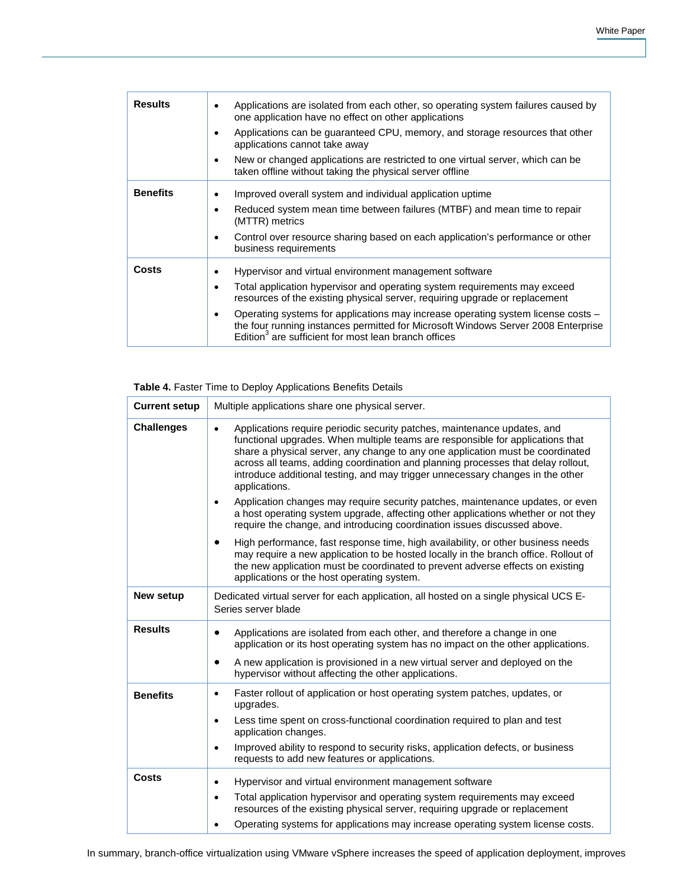| | |
|---|---|
| **Results** | • Applications are isolated from each other, so operating system failures caused by one application have no effect on other applications<br>• Applications can be guaranteed CPU, memory, and storage resources that other applications cannot take away<br>• New or changed applications are restricted to one virtual server, which can be taken offline without taking the physical server offline |
| **Benefits** | • Improved overall system and individual application uptime<br>• Reduced system mean time between failures (MTBF) and mean time to repair (MTTR) metrics<br>• Control over resource sharing based on each application's performance or other business requirements |
| **Costs** | • Hypervisor and virtual environment management software<br>• Total application hypervisor and operating system requirements may exceed resources of the existing physical server, requiring upgrade or replacement<br>• Operating systems for applications may increase operating system license costs – the four running instances permitted for Microsoft Windows Server 2008 Enterprise Edition[3] are sufficient for most lean branch offices |

**Table 4.** Faster Time to Deploy Applications Benefits Details

| | |
|---|---|
| **Current setup** | Multiple applications share one physical server. |
| **Challenges** | • Applications require periodic security patches, maintenance updates, and functional upgrades. When multiple teams are responsible for applications that share a physical server, any change to any one application must be coordinated across all teams, adding coordination and planning processes that delay rollout, introduce additional testing, and may trigger unnecessary changes in the other applications.<br>• Application changes may require security patches, maintenance updates, or even a host operating system upgrade, affecting other applications whether or not they require the change, and introducing coordination issues discussed above.<br>• High performance, fast response time, high availability, or other business needs may require a new application to be hosted locally in the branch office. Rollout of the new application must be coordinated to prevent adverse effects on existing applications or the host operating system. |
| **New setup** | Dedicated virtual server for each application, all hosted on a single physical UCS E-Series server blade |
| **Results** | • Applications are isolated from each other, and therefore a change in one application or its host operating system has no impact on the other applications.<br>• A new application is provisioned in a new virtual server and deployed on the hypervisor without affecting the other applications. |
| **Benefits** | • Faster rollout of application or host operating system patches, updates, or upgrades.<br>• Less time spent on cross-functional coordination required to plan and test application changes.<br>• Improved ability to respond to security risks, application defects, or business requests to add new features or applications. |
| **Costs** | • Hypervisor and virtual environment management software<br>• Total application hypervisor and operating system requirements may exceed resources of the existing physical server, requiring upgrade or replacement<br>• Operating systems for applications may increase operating system license costs. |

In summary, branch-office virtualization using VMware vSphere increases the speed of application deployment, improves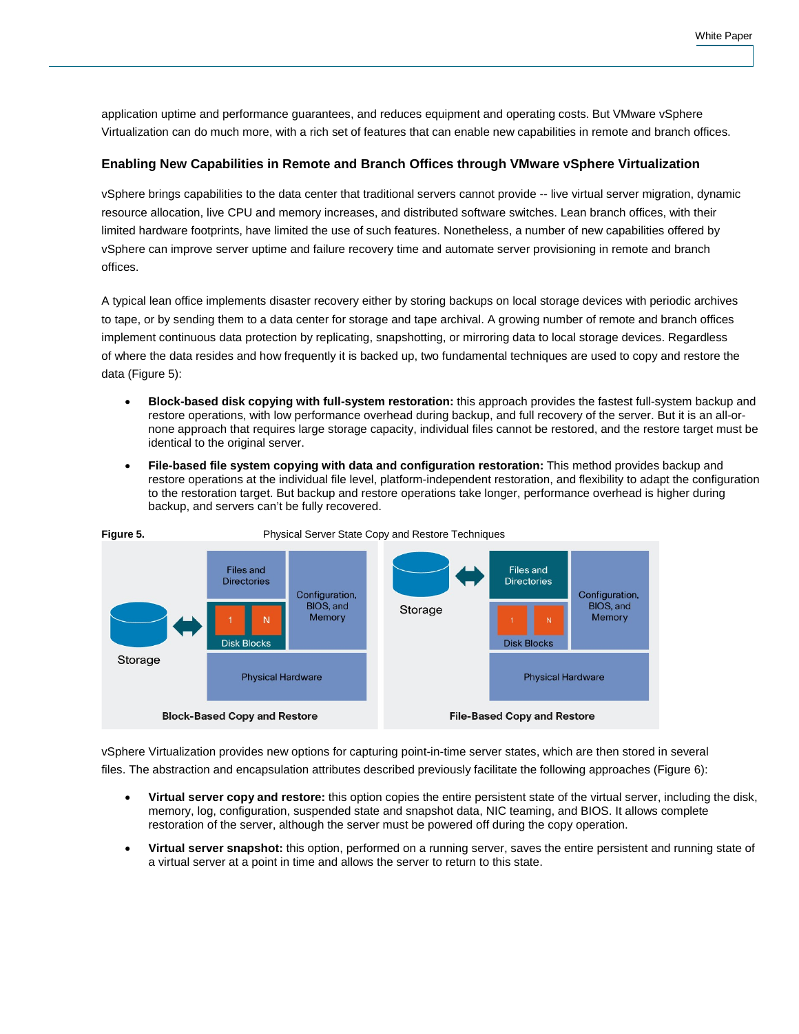application uptime and performance guarantees, and reduces equipment and operating costs. But VMware vSphere Virtualization can do much more, with a rich set of features that can enable new capabilities in remote and branch offices.

### Enabling New Capabilities in Remote and Branch Offices through VMware vSphere Virtualization

vSphere brings capabilities to the data center that traditional servers cannot provide -- live virtual server migration, dynamic resource allocation, live CPU and memory increases, and distributed software switches. Lean branch offices, with their limited hardware footprints, have limited the use of such features. Nonetheless, a number of new capabilities offered by vSphere can improve server uptime and failure recovery time and automate server provisioning in remote and branch offices.

A typical lean office implements disaster recovery either by storing backups on local storage devices with periodic archives to tape, or by sending them to a data center for storage and tape archival. A growing number of remote and branch offices implement continuous data protection by replicating, snapshotting, or mirroring data to local storage devices. Regardless of where the data resides and how frequently it is backed up, two fundamental techniques are used to copy and restore the data (Figure 5):

- **Block-based disk copying with full-system restoration:** this approach provides the fastest full-system backup and restore operations, with low performance overhead during backup, and full recovery of the server. But it is an all-or-none approach that requires large storage capacity, individual files cannot be restored, and the restore target must be identical to the original server.
- **File-based file system copying with data and configuration restoration:** This method provides backup and restore operations at the individual file level, platform-independent restoration, and flexibility to adapt the configuration to the restoration target. But backup and restore operations take longer, performance overhead is higher during backup, and servers can't be fully recovered.

**Figure 5.** Physical Server State Copy and Restore Techniques

Storage | Files and Directories | Configuration, BIOS, and Memory | 1 | N | Disk Blocks | Physical Hardware | Block-Based Copy and Restore

Storage | Files and Directories | Configuration, BIOS, and Memory | 1 | N | Disk Blocks | Physical Hardware | File-Based Copy and Restore

vSphere Virtualization provides new options for capturing point-in-time server states, which are then stored in several files. The abstraction and encapsulation attributes described previously facilitate the following approaches (Figure 6):

- **Virtual server copy and restore:** this option copies the entire persistent state of the virtual server, including the disk, memory, log, configuration, suspended state and snapshot data, NIC teaming, and BIOS. It allows complete restoration of the server, although the server must be powered off during the copy operation.
- **Virtual server snapshot:** this option, performed on a running server, saves the entire persistent and running state of a virtual server at a point in time and allows the server to return to this state.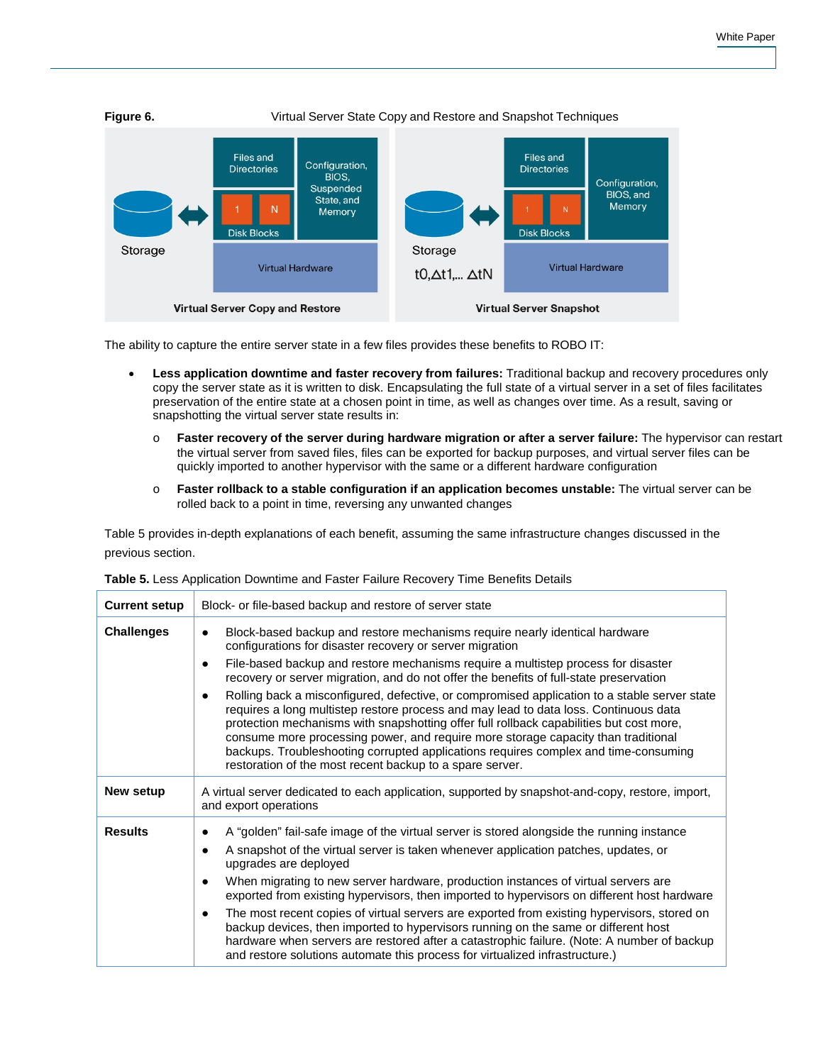**Figure 6.** Virtual Server State Copy and Restore and Snapshot Techniques

The ability to capture the entire server state in a few files provides these benefits to ROBO IT:

- **Less application downtime and faster recovery from failures:** Traditional backup and recovery procedures only copy the server state as it is written to disk. Encapsulating the full state of a virtual server in a set of files facilitates preservation of the entire state at a chosen point in time, as well as changes over time. As a result, saving or snapshotting the virtual server state results in:
  - **Faster recovery of the server during hardware migration or after a server failure:** The hypervisor can restart the virtual server from saved files, files can be exported for backup purposes, and virtual server files can be quickly imported to another hypervisor with the same or a different hardware configuration
  - **Faster rollback to a stable configuration if an application becomes unstable:** The virtual server can be rolled back to a point in time, reversing any unwanted changes

Table 5 provides in-depth explanations of each benefit, assuming the same infrastructure changes discussed in the previous section.

**Table 5.** Less Application Downtime and Faster Failure Recovery Time Benefits Details

| **Current setup** | Block- or file-based backup and restore of server state |
|---|---|
| **Challenges** | • Block-based backup and restore mechanisms require nearly identical hardware configurations for disaster recovery or server migration<br>• File-based backup and restore mechanisms require a multistep process for disaster recovery or server migration, and do not offer the benefits of full-state preservation<br>• Rolling back a misconfigured, defective, or compromised application to a stable server state requires a long multistep restore process and may lead to data loss. Continuous data protection mechanisms with snapshotting offer full rollback capabilities but cost more, consume more processing power, and require more storage capacity than traditional backups. Troubleshooting corrupted applications requires complex and time-consuming restoration of the most recent backup to a spare server. |
| **New setup** | A virtual server dedicated to each application, supported by snapshot-and-copy, restore, import, and export operations |
| **Results** | • A "golden" fail-safe image of the virtual server is stored alongside the running instance<br>• A snapshot of the virtual server is taken whenever application patches, updates, or upgrades are deployed<br>• When migrating to new server hardware, production instances of virtual servers are exported from existing hypervisors, then imported to hypervisors on different host hardware<br>• The most recent copies of virtual servers are exported from existing hypervisors, stored on backup devices, then imported to hypervisors running on the same or different host hardware when servers are restored after a catastrophic failure. (Note: A number of backup and restore solutions automate this process for virtualized infrastructure.) |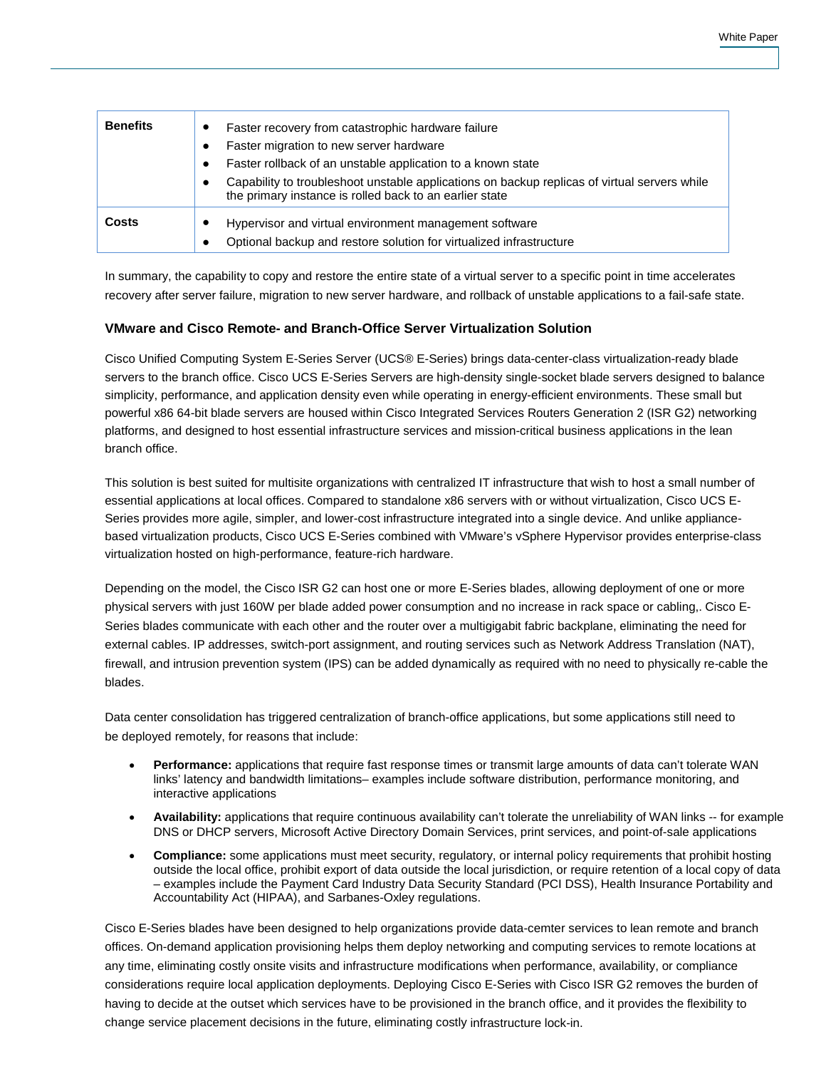| | |
|---|---|
| **Benefits** | • Faster recovery from catastrophic hardware failure<br>• Faster migration to new server hardware<br>• Faster rollback of an unstable application to a known state<br>• Capability to troubleshoot unstable applications on backup replicas of virtual servers while the primary instance is rolled back to an earlier state |
| **Costs** | • Hypervisor and virtual environment management software<br>• Optional backup and restore solution for virtualized infrastructure |

In summary, the capability to copy and restore the entire state of a virtual server to a specific point in time accelerates recovery after server failure, migration to new server hardware, and rollback of unstable applications to a fail-safe state.

### VMware and Cisco Remote- and Branch-Office Server Virtualization Solution

Cisco Unified Computing System E-Series Server (UCS® E-Series) brings data-center-class virtualization-ready blade servers to the branch office. Cisco UCS E-Series Servers are high-density single-socket blade servers designed to balance simplicity, performance, and application density even while operating in energy-efficient environments. These small but powerful x86 64-bit blade servers are housed within Cisco Integrated Services Routers Generation 2 (ISR G2) networking platforms, and designed to host essential infrastructure services and mission-critical business applications in the lean branch office.

This solution is best suited for multisite organizations with centralized IT infrastructure that wish to host a small number of essential applications at local offices. Compared to standalone x86 servers with or without virtualization, Cisco UCS E-Series provides more agile, simpler, and lower-cost infrastructure integrated into a single device. And unlike appliance-based virtualization products, Cisco UCS E-Series combined with VMware's vSphere Hypervisor provides enterprise-class virtualization hosted on high-performance, feature-rich hardware.

Depending on the model, the Cisco ISR G2 can host one or more E-Series blades, allowing deployment of one or more physical servers with just 160W per blade added power consumption and no increase in rack space or cabling,. Cisco E-Series blades communicate with each other and the router over a multigigabit fabric backplane, eliminating the need for external cables. IP addresses, switch-port assignment, and routing services such as Network Address Translation (NAT), firewall, and intrusion prevention system (IPS) can be added dynamically as required with no need to physically re-cable the blades.

Data center consolidation has triggered centralization of branch-office applications, but some applications still need to be deployed remotely, for reasons that include:

- **Performance:** applications that require fast response times or transmit large amounts of data can't tolerate WAN links' latency and bandwidth limitations– examples include software distribution, performance monitoring, and interactive applications
- **Availability:** applications that require continuous availability can't tolerate the unreliability of WAN links -- for example DNS or DHCP servers, Microsoft Active Directory Domain Services, print services, and point-of-sale applications
- **Compliance:** some applications must meet security, regulatory, or internal policy requirements that prohibit hosting outside the local office, prohibit export of data outside the local jurisdiction, or require retention of a local copy of data – examples include the Payment Card Industry Data Security Standard (PCI DSS), Health Insurance Portability and Accountability Act (HIPAA), and Sarbanes-Oxley regulations.

Cisco E-Series blades have been designed to help organizations provide data-cemter services to lean remote and branch offices. On-demand application provisioning helps them deploy networking and computing services to remote locations at any time, eliminating costly onsite visits and infrastructure modifications when performance, availability, or compliance considerations require local application deployments. Deploying Cisco E-Series with Cisco ISR G2 removes the burden of having to decide at the outset which services have to be provisioned in the branch office, and it provides the flexibility to change service placement decisions in the future, eliminating costly infrastructure lock-in.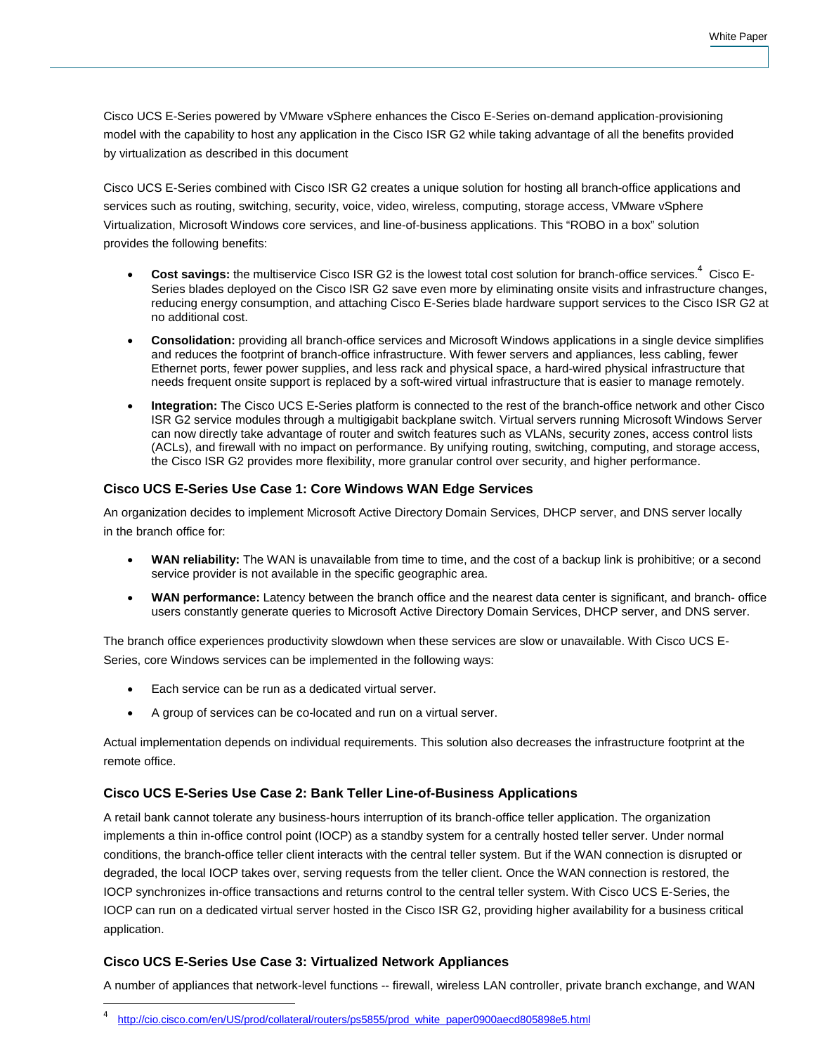Cisco UCS E-Series powered by VMware vSphere enhances the Cisco E-Series on-demand application-provisioning model with the capability to host any application in the Cisco ISR G2 while taking advantage of all the benefits provided by virtualization as described in this document

Cisco UCS E-Series combined with Cisco ISR G2 creates a unique solution for hosting all branch-office applications and services such as routing, switching, security, voice, video, wireless, computing, storage access, VMware vSphere Virtualization, Microsoft Windows core services, and line-of-business applications. This "ROBO in a box" solution provides the following benefits:

- **Cost savings:** the multiservice Cisco ISR G2 is the lowest total cost solution for branch-office services.[4] Cisco E-Series blades deployed on the Cisco ISR G2 save even more by eliminating onsite visits and infrastructure changes, reducing energy consumption, and attaching Cisco E-Series blade hardware support services to the Cisco ISR G2 at no additional cost.
- **Consolidation:** providing all branch-office services and Microsoft Windows applications in a single device simplifies and reduces the footprint of branch-office infrastructure. With fewer servers and appliances, less cabling, fewer Ethernet ports, fewer power supplies, and less rack and physical space, a hard-wired physical infrastructure that needs frequent onsite support is replaced by a soft-wired virtual infrastructure that is easier to manage remotely.
- **Integration:** The Cisco UCS E-Series platform is connected to the rest of the branch-office network and other Cisco ISR G2 service modules through a multigigabit backplane switch. Virtual servers running Microsoft Windows Server can now directly take advantage of router and switch features such as VLANs, security zones, access control lists (ACLs), and firewall with no impact on performance. By unifying routing, switching, computing, and storage access, the Cisco ISR G2 provides more flexibility, more granular control over security, and higher performance.

### Cisco UCS E-Series Use Case 1: Core Windows WAN Edge Services

An organization decides to implement Microsoft Active Directory Domain Services, DHCP server, and DNS server locally in the branch office for:

- **WAN reliability:** The WAN is unavailable from time to time, and the cost of a backup link is prohibitive; or a second service provider is not available in the specific geographic area.
- **WAN performance:** Latency between the branch office and the nearest data center is significant, and branch- office users constantly generate queries to Microsoft Active Directory Domain Services, DHCP server, and DNS server.

The branch office experiences productivity slowdown when these services are slow or unavailable. With Cisco UCS E-Series, core Windows services can be implemented in the following ways:

- Each service can be run as a dedicated virtual server.
- A group of services can be co-located and run on a virtual server.

Actual implementation depends on individual requirements. This solution also decreases the infrastructure footprint at the remote office.

### Cisco UCS E-Series Use Case 2: Bank Teller Line-of-Business Applications

A retail bank cannot tolerate any business-hours interruption of its branch-office teller application. The organization implements a thin in-office control point (IOCP) as a standby system for a centrally hosted teller server. Under normal conditions, the branch-office teller client interacts with the central teller system. But if the WAN connection is disrupted or degraded, the local IOCP takes over, serving requests from the teller client. Once the WAN connection is restored, the IOCP synchronizes in-office transactions and returns control to the central teller system. With Cisco UCS E-Series, the IOCP can run on a dedicated virtual server hosted in the Cisco ISR G2, providing higher availability for a business critical application.

### Cisco UCS E-Series Use Case 3: Virtualized Network Appliances

A number of appliances that network-level functions -- firewall, wireless LAN controller, private branch exchange, and WAN

---

[4] http://cio.cisco.com/en/US/prod/collateral/routers/ps5855/prod_white_paper0900aecd805898e5.html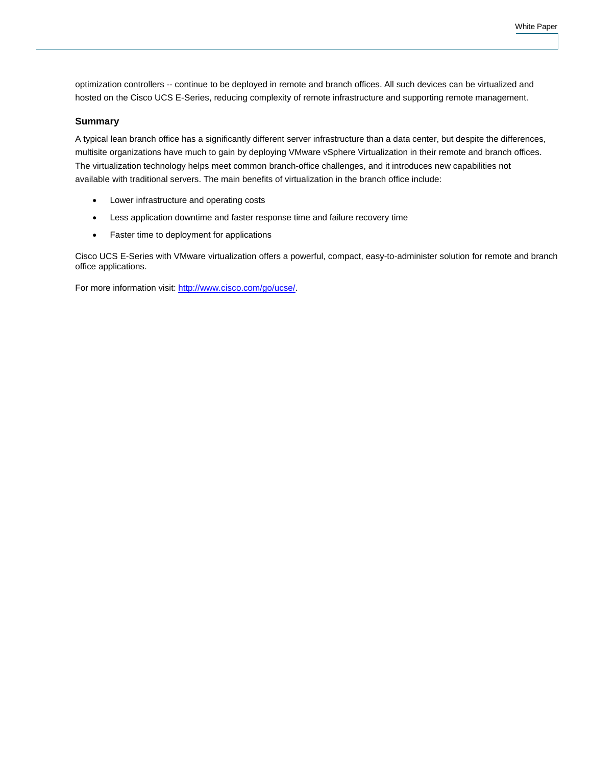optimization controllers -- continue to be deployed in remote and branch offices. All such devices can be virtualized and hosted on the Cisco UCS E-Series, reducing complexity of remote infrastructure and supporting remote management.

### Summary

A typical lean branch office has a significantly different server infrastructure than a data center, but despite the differences, multisite organizations have much to gain by deploying VMware vSphere Virtualization in their remote and branch offices. The virtualization technology helps meet common branch-office challenges, and it introduces new capabilities not available with traditional servers. The main benefits of virtualization in the branch office include:

- Lower infrastructure and operating costs
- Less application downtime and faster response time and failure recovery time
- Faster time to deployment for applications

Cisco UCS E-Series with VMware virtualization offers a powerful, compact, easy-to-administer solution for remote and branch office applications.

For more information visit: http://www.cisco.com/go/ucse/.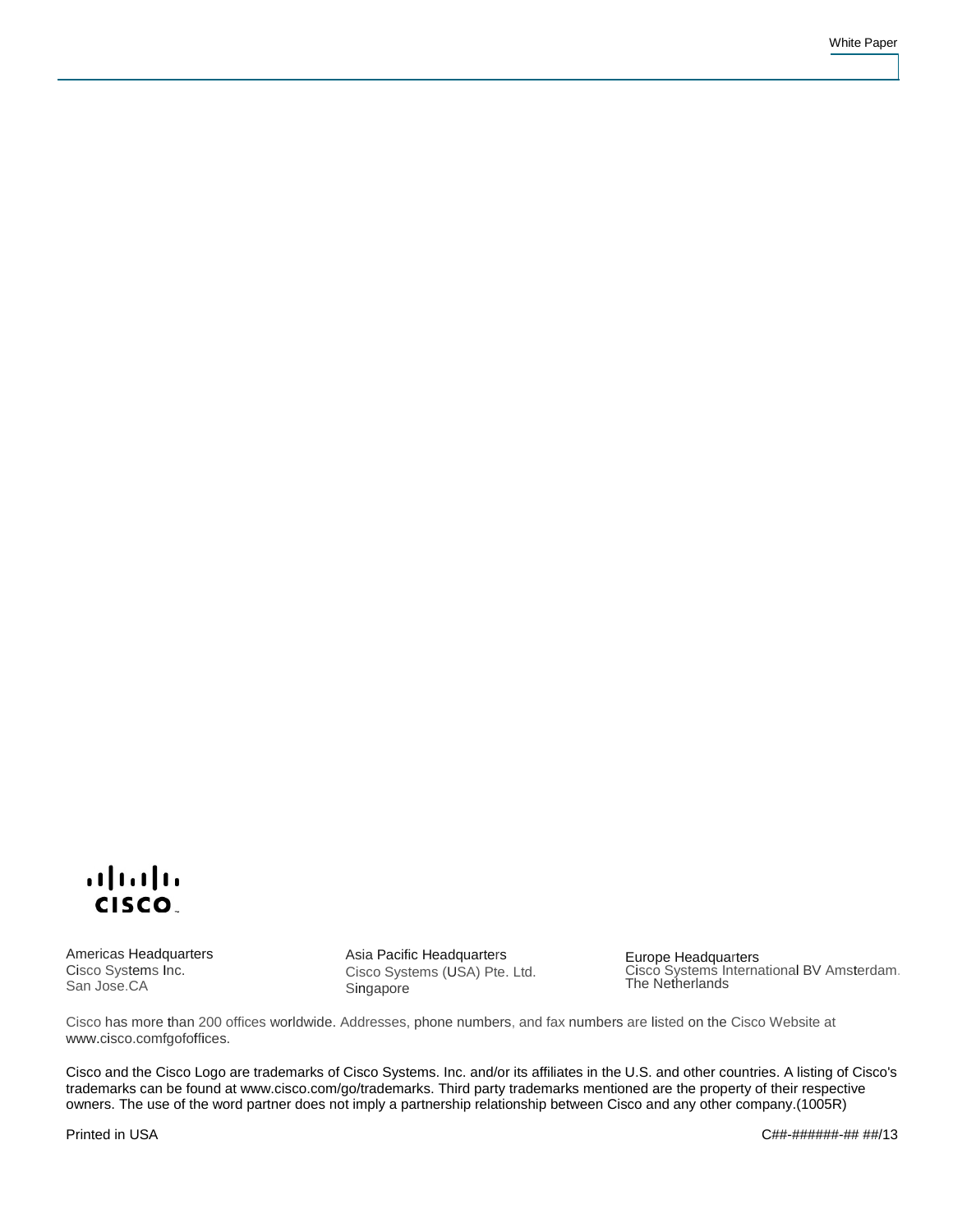Americas Headquarters
Cisco Systems Inc.
San Jose.CA

Asia Pacific Headquarters
Cisco Systems (USA) Pte. Ltd.
Singapore

Europe Headquarters
Cisco Systems International BV Amsterdam.
The Netherlands

Cisco has more than 200 offices worldwide. Addresses, phone numbers, and fax numbers are listed on the Cisco Website at www.cisco.comfgofoffices.

Cisco and the Cisco Logo are trademarks of Cisco Systems. Inc. and/or its affiliates in the U.S. and other countries. A listing of Cisco's trademarks can be found at www.cisco.com/go/trademarks. Third party trademarks mentioned are the property of their respective owners. The use of the word partner does not imply a partnership relationship between Cisco and any other company.(1005R)

Printed in USA

C##-######-## ##/13